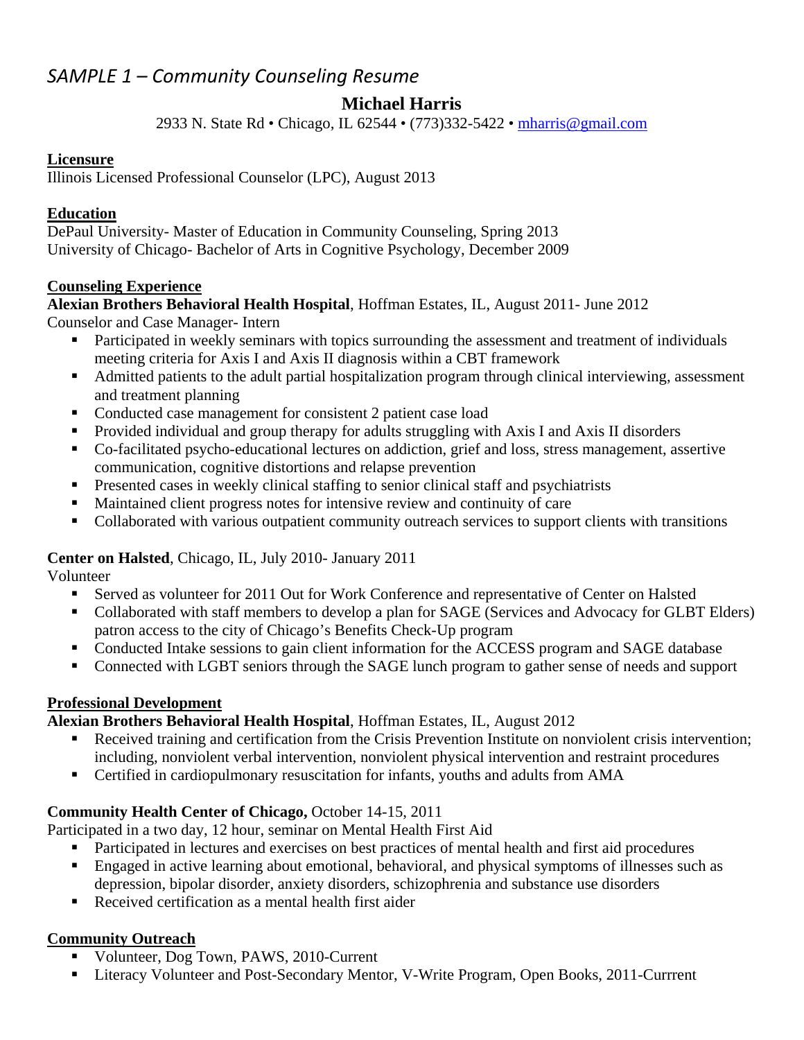*SAMPLE 1 – Community Counseling Resume*

# Michael Harris

2933 N. State Rd • Chicago, IL 62544 • (773)332-5422 • mharris@gmail.com

## Licensure

Illinois Licensed Professional Counselor (LPC), August 2013

## Education

DePaul University- Master of Education in Community Counseling, Spring 2013
University of Chicago- Bachelor of Arts in Cognitive Psychology, December 2009

## Counseling Experience

**Alexian Brothers Behavioral Health Hospital**, Hoffman Estates, IL, August 2011- June 2012
Counselor and Case Manager- Intern

- Participated in weekly seminars with topics surrounding the assessment and treatment of individuals meeting criteria for Axis I and Axis II diagnosis within a CBT framework
- Admitted patients to the adult partial hospitalization program through clinical interviewing, assessment and treatment planning
- Conducted case management for consistent 2 patient case load
- Provided individual and group therapy for adults struggling with Axis I and Axis II disorders
- Co-facilitated psycho-educational lectures on addiction, grief and loss, stress management, assertive communication, cognitive distortions and relapse prevention
- Presented cases in weekly clinical staffing to senior clinical staff and psychiatrists
- Maintained client progress notes for intensive review and continuity of care
- Collaborated with various outpatient community outreach services to support clients with transitions

**Center on Halsted**, Chicago, IL, July 2010- January 2011
Volunteer

- Served as volunteer for 2011 Out for Work Conference and representative of Center on Halsted
- Collaborated with staff members to develop a plan for SAGE (Services and Advocacy for GLBT Elders) patron access to the city of Chicago's Benefits Check-Up program
- Conducted Intake sessions to gain client information for the ACCESS program and SAGE database
- Connected with LGBT seniors through the SAGE lunch program to gather sense of needs and support

## Professional Development

**Alexian Brothers Behavioral Health Hospital**, Hoffman Estates, IL, August 2012

- Received training and certification from the Crisis Prevention Institute on nonviolent crisis intervention; including, nonviolent verbal intervention, nonviolent physical intervention and restraint procedures
- Certified in cardiopulmonary resuscitation for infants, youths and adults from AMA

**Community Health Center of Chicago,** October 14-15, 2011
Participated in a two day, 12 hour, seminar on Mental Health First Aid

- Participated in lectures and exercises on best practices of mental health and first aid procedures
- Engaged in active learning about emotional, behavioral, and physical symptoms of illnesses such as depression, bipolar disorder, anxiety disorders, schizophrenia and substance use disorders
- Received certification as a mental health first aider

## Community Outreach

- Volunteer, Dog Town, PAWS, 2010-Current
- Literacy Volunteer and Post-Secondary Mentor, V-Write Program, Open Books, 2011-Currrent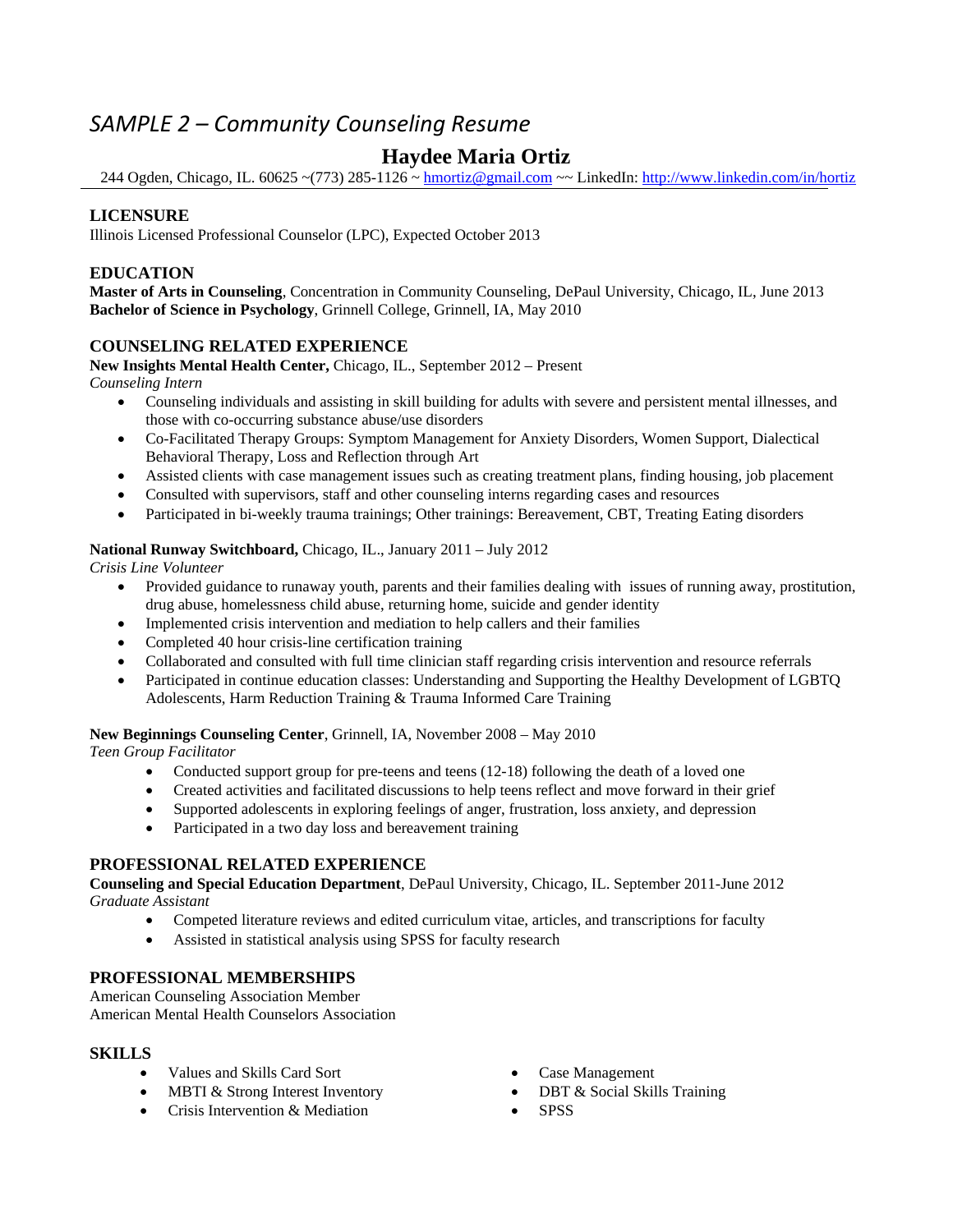# *SAMPLE 2 – Community Counseling Resume*

## Haydee Maria Ortiz

244 Ogden, Chicago, IL. 60625 ~(773) 285-1126 ~ hmortiz@gmail.com ~~ LinkedIn: http://www.linkedin.com/in/hortiz

### LICENSURE

Illinois Licensed Professional Counselor (LPC), Expected October 2013

### EDUCATION

**Master of Arts in Counseling**, Concentration in Community Counseling, DePaul University, Chicago, IL, June 2013
**Bachelor of Science in Psychology**, Grinnell College, Grinnell, IA, May 2010

### COUNSELING RELATED EXPERIENCE

**New Insights Mental Health Center,** Chicago, IL., September 2012 – Present
*Counseling Intern*

- Counseling individuals and assisting in skill building for adults with severe and persistent mental illnesses, and those with co-occurring substance abuse/use disorders
- Co-Facilitated Therapy Groups: Symptom Management for Anxiety Disorders, Women Support, Dialectical Behavioral Therapy, Loss and Reflection through Art
- Assisted clients with case management issues such as creating treatment plans, finding housing, job placement
- Consulted with supervisors, staff and other counseling interns regarding cases and resources
- Participated in bi-weekly trauma trainings; Other trainings: Bereavement, CBT, Treating Eating disorders

**National Runway Switchboard,** Chicago, IL., January 2011 – July 2012
*Crisis Line Volunteer*

- Provided guidance to runaway youth, parents and their families dealing with issues of running away, prostitution, drug abuse, homelessness child abuse, returning home, suicide and gender identity
- Implemented crisis intervention and mediation to help callers and their families
- Completed 40 hour crisis-line certification training
- Collaborated and consulted with full time clinician staff regarding crisis intervention and resource referrals
- Participated in continue education classes: Understanding and Supporting the Healthy Development of LGBTQ Adolescents, Harm Reduction Training & Trauma Informed Care Training

**New Beginnings Counseling Center**, Grinnell, IA, November 2008 – May 2010
*Teen Group Facilitator*

- Conducted support group for pre-teens and teens (12-18) following the death of a loved one
- Created activities and facilitated discussions to help teens reflect and move forward in their grief
- Supported adolescents in exploring feelings of anger, frustration, loss anxiety, and depression
- Participated in a two day loss and bereavement training

### PROFESSIONAL RELATED EXPERIENCE

**Counseling and Special Education Department**, DePaul University, Chicago, IL. September 2011-June 2012
*Graduate Assistant*

- Competed literature reviews and edited curriculum vitae, articles, and transcriptions for faculty
- Assisted in statistical analysis using SPSS for faculty research

### PROFESSIONAL MEMBERSHIPS

American Counseling Association Member
American Mental Health Counselors Association

### SKILLS

- Values and Skills Card Sort
- MBTI & Strong Interest Inventory
- Crisis Intervention & Mediation
- Case Management
- DBT & Social Skills Training
- SPSS